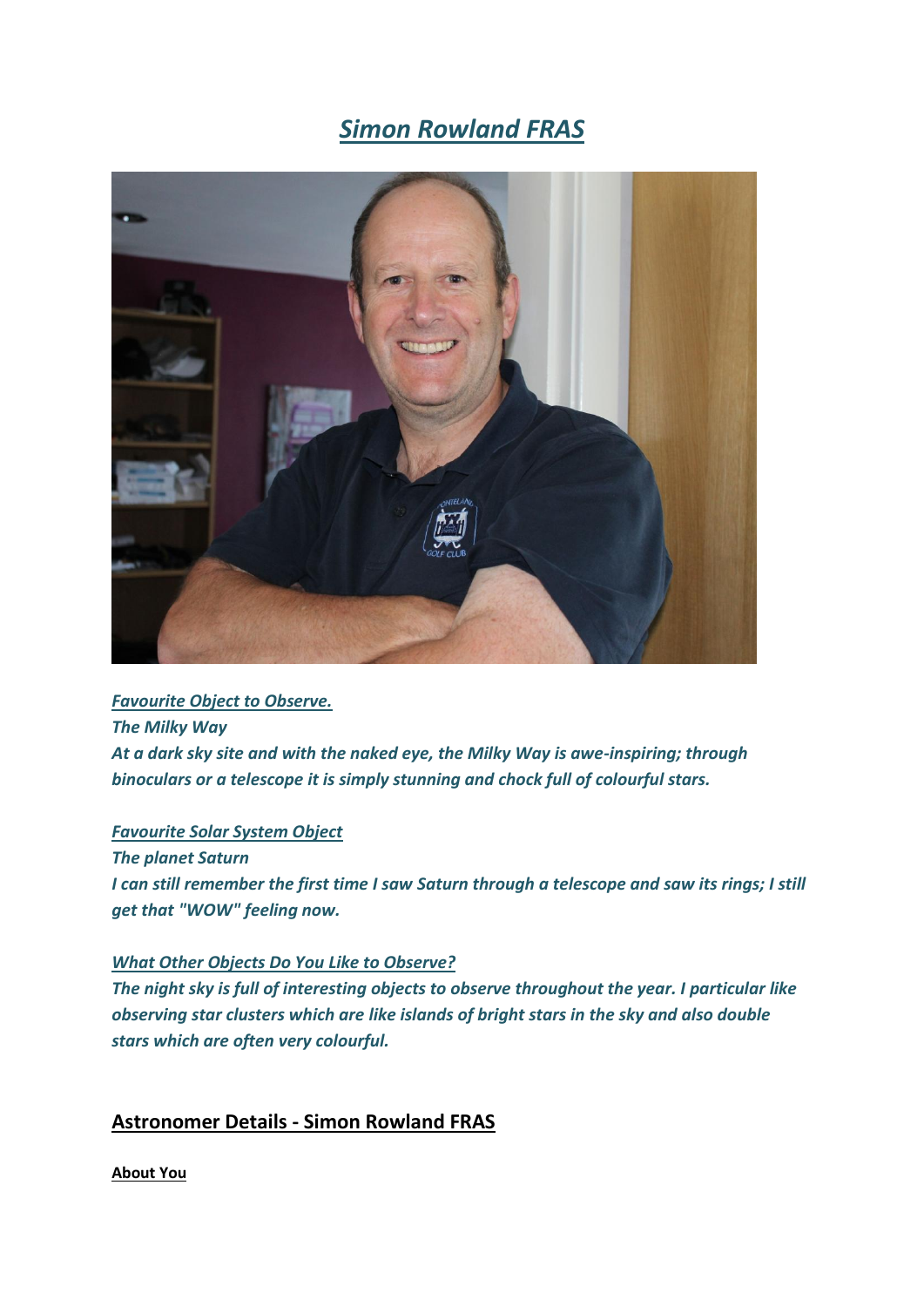# *Simon Rowland FRAS*

***Favourite Object to Observe.***

***The Milky Way***

***At a dark sky site and with the naked eye, the Milky Way is awe-inspiring; through binoculars or a telescope it is simply stunning and chock full of colourful stars.***

***Favourite Solar System Object***

***The planet Saturn***

***I can still remember the first time I saw Saturn through a telescope and saw its rings; I still get that "WOW" feeling now.***

***What Other Objects Do You Like to Observe?***

***The night sky is full of interesting objects to observe throughout the year. I particular like observing star clusters which are like islands of bright stars in the sky and also double stars which are often very colourful.***

## Astronomer Details - Simon Rowland FRAS

**About You**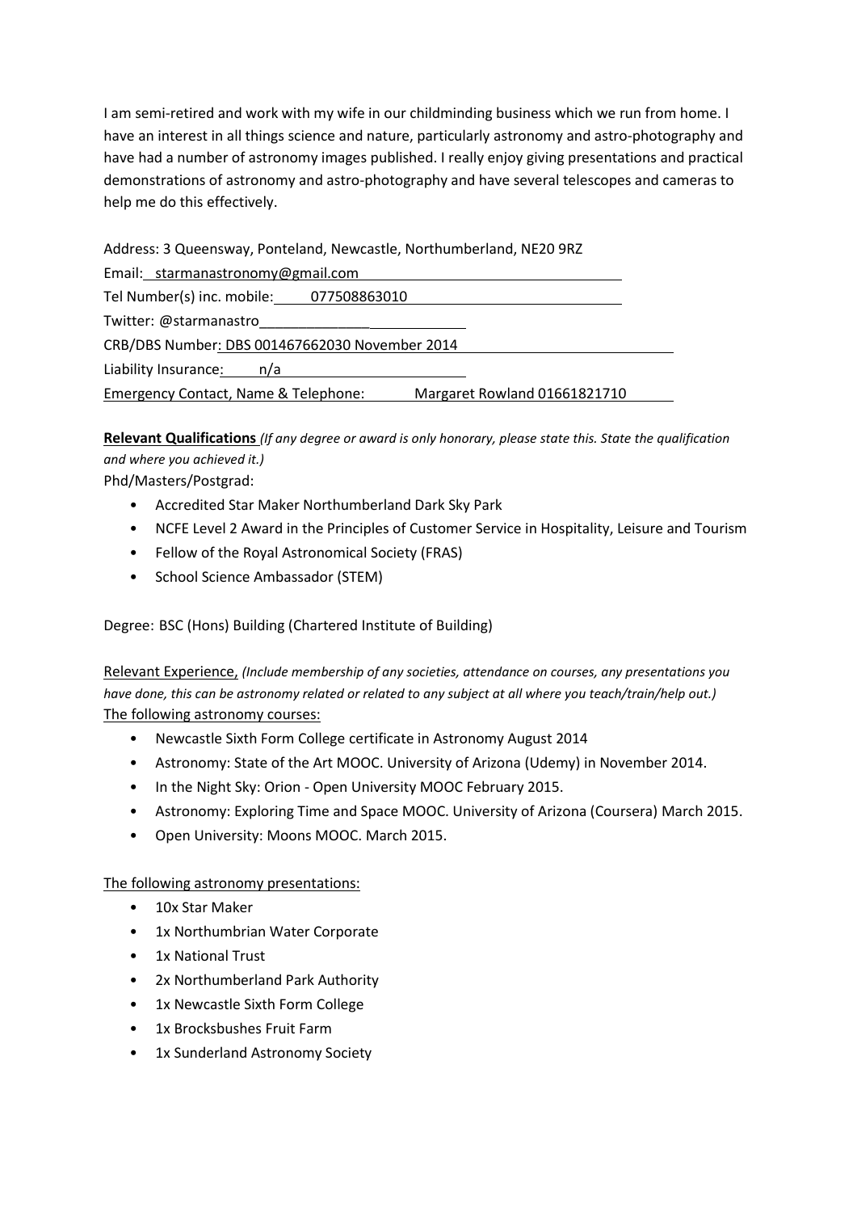I am semi-retired and work with my wife in our childminding business which we run from home. I have an interest in all things science and nature, particularly astronomy and astro-photography and have had a number of astronomy images published. I really enjoy giving presentations and practical demonstrations of astronomy and astro-photography and have several telescopes and cameras to help me do this effectively.

Address: 3 Queensway, Ponteland, Newcastle, Northumberland, NE20 9RZ
Email: starmanastronomy@gmail.com
Tel Number(s) inc. mobile: 077508863010
Twitter: @starmanastro
CRB/DBS Number: DBS 001467662030 November 2014
Liability Insurance: n/a
Emergency Contact, Name & Telephone: Margaret Rowland 01661821710

**Relevant Qualifications** *(If any degree or award is only honorary, please state this. State the qualification and where you achieved it.)*

Phd/Masters/Postgrad:

- Accredited Star Maker Northumberland Dark Sky Park
- NCFE Level 2 Award in the Principles of Customer Service in Hospitality, Leisure and Tourism
- Fellow of the Royal Astronomical Society (FRAS)
- School Science Ambassador (STEM)

Degree: BSC (Hons) Building (Chartered Institute of Building)

Relevant Experience, *(Include membership of any societies, attendance on courses, any presentations you have done, this can be astronomy related or related to any subject at all where you teach/train/help out.)*

The following astronomy courses:

- Newcastle Sixth Form College certificate in Astronomy August 2014
- Astronomy: State of the Art MOOC. University of Arizona (Udemy) in November 2014.
- In the Night Sky: Orion - Open University MOOC February 2015.
- Astronomy: Exploring Time and Space MOOC. University of Arizona (Coursera) March 2015.
- Open University: Moons MOOC. March 2015.

The following astronomy presentations:

- 10x Star Maker
- 1x Northumbrian Water Corporate
- 1x National Trust
- 2x Northumberland Park Authority
- 1x Newcastle Sixth Form College
- 1x Brocksbushes Fruit Farm
- 1x Sunderland Astronomy Society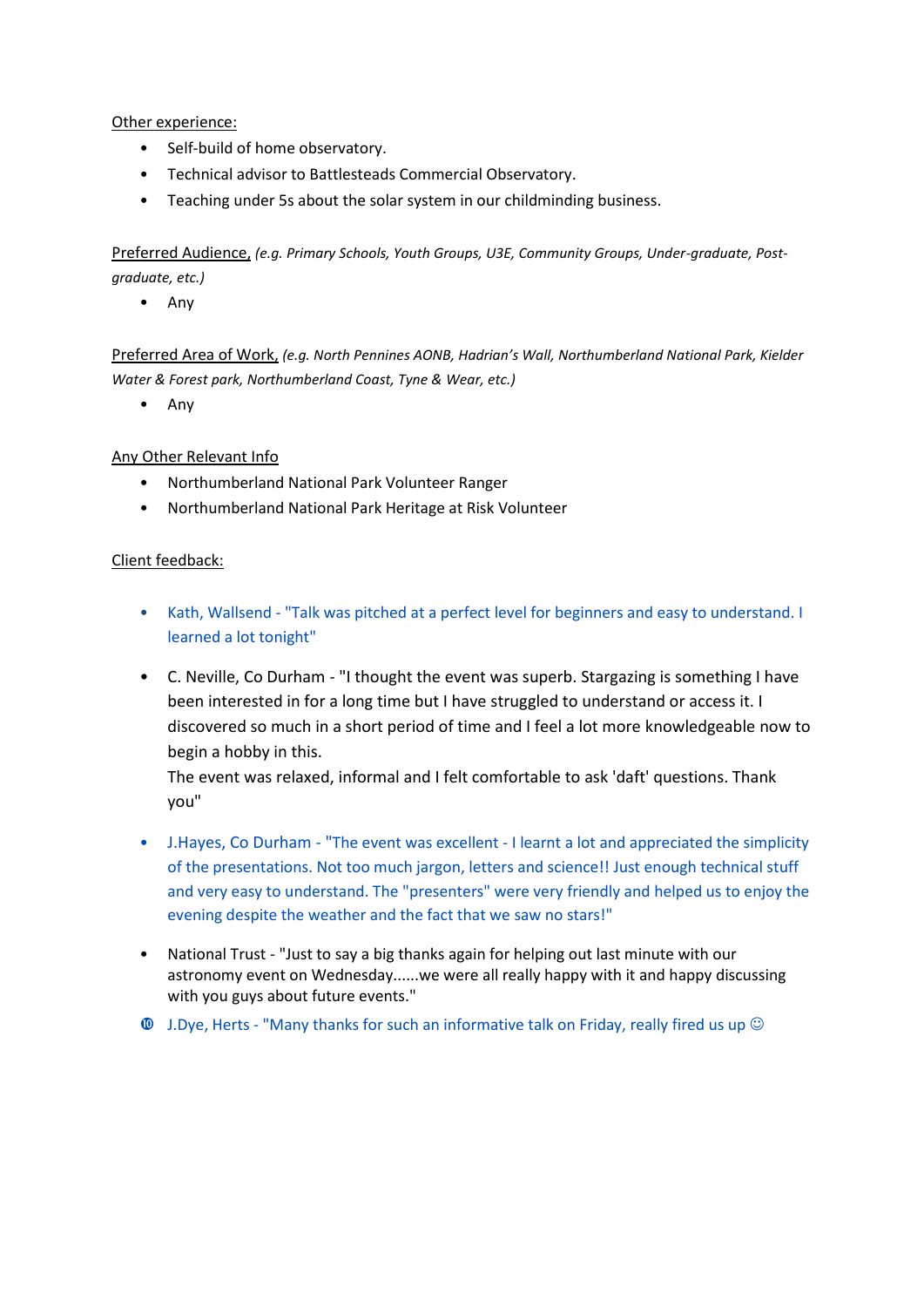Other experience:

- Self-build of home observatory.
- Technical advisor to Battlesteads Commercial Observatory.
- Teaching under 5s about the solar system in our childminding business.

Preferred Audience, *(e.g. Primary Schools, Youth Groups, U3E, Community Groups, Under-graduate, Post-graduate, etc.)*

- Any

Preferred Area of Work, *(e.g. North Pennines AONB, Hadrian's Wall, Northumberland National Park, Kielder Water & Forest park, Northumberland Coast, Tyne & Wear, etc.)*

- Any

Any Other Relevant Info

- Northumberland National Park Volunteer Ranger
- Northumberland National Park Heritage at Risk Volunteer

Client feedback:

- Kath, Wallsend - "Talk was pitched at a perfect level for beginners and easy to understand. I learned a lot tonight"

- C. Neville, Co Durham - "I thought the event was superb. Stargazing is something I have been interested in for a long time but I have struggled to understand or access it. I discovered so much in a short period of time and I feel a lot more knowledgeable now to begin a hobby in this.
  The event was relaxed, informal and I felt comfortable to ask 'daft' questions. Thank you"

- J.Hayes, Co Durham - "The event was excellent - I learnt a lot and appreciated the simplicity of the presentations. Not too much jargon, letters and science!! Just enough technical stuff and very easy to understand. The "presenters" were very friendly and helped us to enjoy the evening despite the weather and the fact that we saw no stars!"

- National Trust - "Just to say a big thanks again for helping out last minute with our astronomy event on Wednesday......we were all really happy with it and happy discussing with you guys about future events."

- J.Dye, Herts - "Many thanks for such an informative talk on Friday, really fired us up ☺